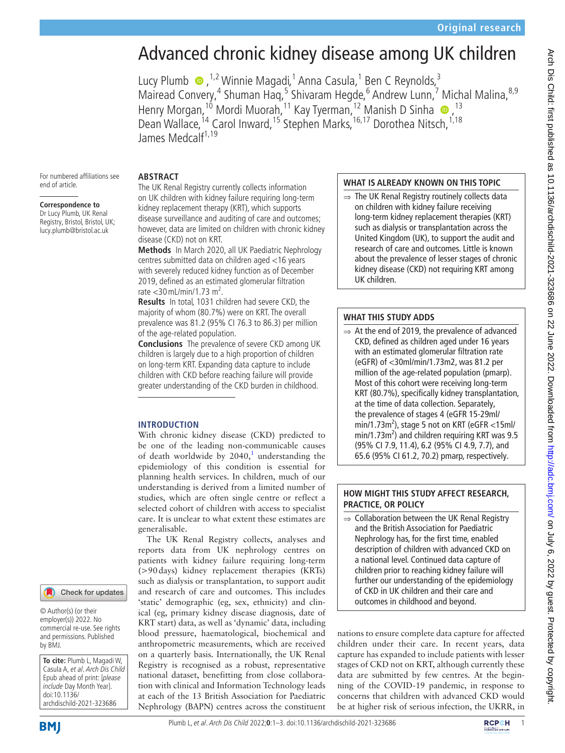# Advanced chronic kidney disease among UK children

Lucy Plumb [1,2], Winnie Magadi [1], Anna Casula [1], Ben C Reynolds [3], Mairead Convery [4], Shuman Haq [5], Shivaram Hegde [6], Andrew Lunn [7], Michal Malina [8,9], Henry Morgan [10], Mordi Muorah [11], Kay Tyerman [12], Manish D Sinha [13], Dean Wallace [14], Carol Inward [15], Stephen Marks [16,17], Dorothea Nitsch [1,18], James Medcalf [1,19]

For numbered affiliations see end of article.

**Correspondence to**
Dr Lucy Plumb, UK Renal Registry, Bristol, Bristol, UK; lucy.plumb@bristol.ac.uk

## ABSTRACT

The UK Renal Registry currently collects information on UK children with kidney failure requiring long-term kidney replacement therapy (KRT), which supports disease surveillance and auditing of care and outcomes; however, data are limited on children with chronic kidney disease (CKD) not on KRT.

**Methods** In March 2020, all UK Paediatric Nephrology centres submitted data on children aged <16 years with severely reduced kidney function as of December 2019, defined as an estimated glomerular filtration rate <30 mL/min/1.73 m$^2$.

**Results** In total, 1031 children had severe CKD, the majority of whom (80.7%) were on KRT. The overall prevalence was 81.2 (95% CI 76.3 to 86.3) per million of the age-related population.

**Conclusions** The prevalence of severe CKD among UK children is largely due to a high proportion of children on long-term KRT. Expanding data capture to include children with CKD before reaching failure will provide greater understanding of the CKD burden in childhood.

## WHAT IS ALREADY KNOWN ON THIS TOPIC

⇒ The UK Renal Registry routinely collects data on children with kidney failure receiving long-term kidney replacement therapies (KRT) such as dialysis or transplantation across the United Kingdom (UK), to support the audit and research of care and outcomes. Little is known about the prevalence of lesser stages of chronic kidney disease (CKD) not requiring KRT among UK children.

## WHAT THIS STUDY ADDS

⇒ At the end of 2019, the prevalence of advanced CKD, defined as children aged under 16 years with an estimated glomerular filtration rate (eGFR) of <30ml/min/1.73m2, was 81.2 per million of the age-related population (pmarp). Most of this cohort were receiving long-term KRT (80.7%), specifically kidney transplantation, at the time of data collection. Separately, the prevalence of stages 4 (eGFR 15-29ml/min/1.73m$^2$), stage 5 not on KRT (eGFR <15ml/min/1.73m$^2$) and children requiring KRT was 9.5 (95% CI 7.9, 11.4), 6.2 (95% CI 4.9, 7.7), and 65.6 (95% CI 61.2, 70.2) pmarp, respectively.

## HOW MIGHT THIS STUDY AFFECT RESEARCH, PRACTICE, OR POLICY

⇒ Collaboration between the UK Renal Registry and the British Association for Paediatric Nephrology has, for the first time, enabled description of children with advanced CKD on a national level. Continued data capture of children prior to reaching kidney failure will further our understanding of the epidemiology of CKD in UK children and their care and outcomes in childhood and beyond.

## INTRODUCTION

With chronic kidney disease (CKD) predicted to be one of the leading non-communicable causes of death worldwide by 2040,[1] understanding the epidemiology of this condition is essential for planning health services. In children, much of our understanding is derived from a limited number of studies, which are often single centre or reflect a selected cohort of children with access to specialist care. It is unclear to what extent these estimates are generalisable.

The UK Renal Registry collects, analyses and reports data from UK nephrology centres on patients with kidney failure requiring long-term (>90 days) kidney replacement therapies (KRTs) such as dialysis or transplantation, to support audit and research of care and outcomes. This includes 'static' demographic (eg, sex, ethnicity) and clinical (eg, primary kidney disease diagnosis, date of KRT start) data, as well as 'dynamic' data, including blood pressure, haematological, biochemical and anthropometric measurements, which are received on a quarterly basis. Internationally, the UK Renal Registry is recognised as a robust, representative national dataset, benefitting from close collaboration with clinical and Information Technology leads at each of the 13 British Association for Paediatric Nephrology (BAPN) centres across the constituent nations to ensure complete data capture for affected children under their care. In recent years, data capture has expanded to include patients with lesser stages of CKD not on KRT, although currently these data are submitted by few centres. At the beginning of the COVID-19 pandemic, in response to concerns that children with advanced CKD would be at higher risk of serious infection, the UKRR, in

© Author(s) (or their employer(s)) 2022. No commercial re-use. See rights and permissions. Published by BMJ.

**To cite:** Plumb L, Magadi W, Casula A, *et al*. *Arch Dis Child* Epub ahead of print: [*please include* Day Month Year]. doi:10.1136/archdischild-2021-323686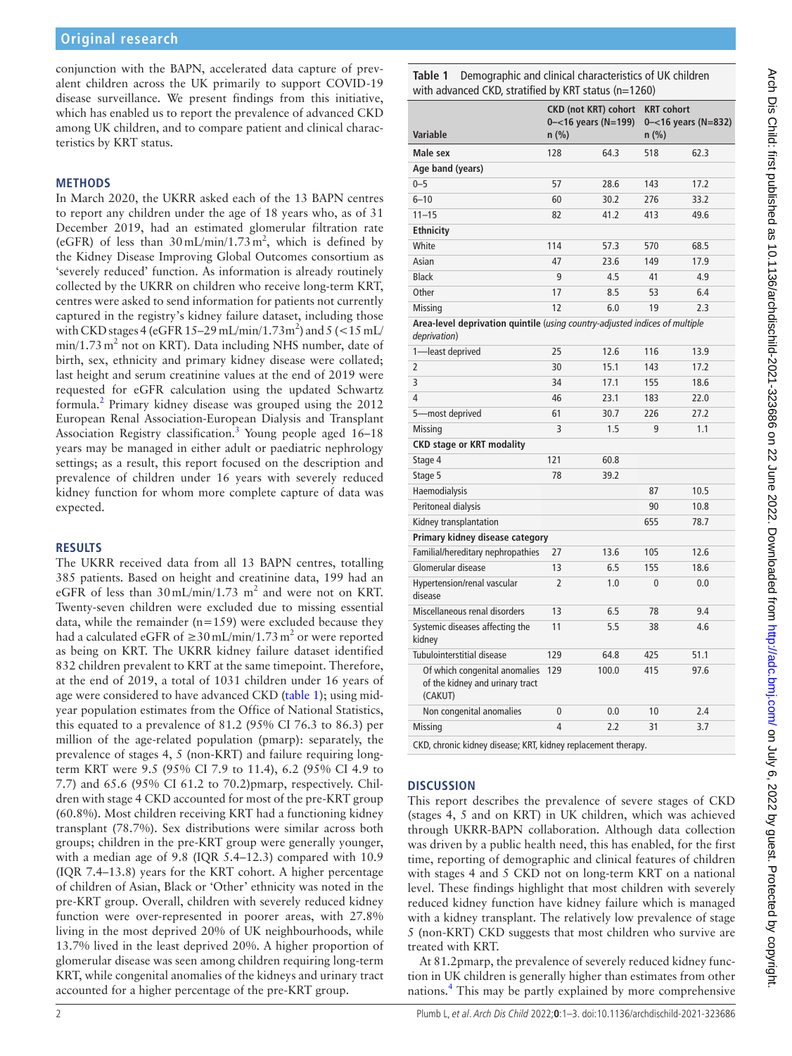conjunction with the BAPN, accelerated data capture of prevalent children across the UK primarily to support COVID-19 disease surveillance. We present findings from this initiative, which has enabled us to report the prevalence of advanced CKD among UK children, and to compare patient and clinical characteristics by KRT status.

## METHODS

In March 2020, the UKRR asked each of the 13 BAPN centres to report any children under the age of 18 years who, as of 31 December 2019, had an estimated glomerular filtration rate (eGFR) of less than $30\,\text{mL/min}/1.73\,\text{m}^2$, which is defined by the Kidney Disease Improving Global Outcomes consortium as 'severely reduced' function. As information is already routinely collected by the UKRR on children who receive long-term KRT, centres were asked to send information for patients not currently captured in the registry's kidney failure dataset, including those with CKD stages 4 (eGFR $15\text{–}29\,\text{mL/min}/1.73\,\text{m}^2$) and 5 ($<15\,\text{mL/min}/1.73\,\text{m}^2$ not on KRT). Data including NHS number, date of birth, sex, ethnicity and primary kidney disease were collated; last height and serum creatinine values at the end of 2019 were requested for eGFR calculation using the updated Schwartz formula.[2] Primary kidney disease was grouped using the 2012 European Renal Association-European Dialysis and Transplant Association Registry classification.[3] Young people aged 16–18 years may be managed in either adult or paediatric nephrology settings; as a result, this report focused on the description and prevalence of children under 16 years with severely reduced kidney function for whom more complete capture of data was expected.

## RESULTS

The UKRR received data from all 13 BAPN centres, totalling 385 patients. Based on height and creatinine data, 199 had an eGFR of less than $30\,\text{mL/min}/1.73\,\text{m}^2$ and were not on KRT. Twenty-seven children were excluded due to missing essential data, while the remainder (n=159) were excluded because they had a calculated eGFR of $\geq 30\,\text{mL/min}/1.73\,\text{m}^2$ or were reported as being on KRT. The UKRR kidney failure dataset identified 832 children prevalent to KRT at the same timepoint. Therefore, at the end of 2019, a total of 1031 children under 16 years of age were considered to have advanced CKD (table 1); using mid-year population estimates from the Office of National Statistics, this equated to a prevalence of 81.2 (95% CI 76.3 to 86.3) per million of the age-related population (pmarp): separately, the prevalence of stages 4, 5 (non-KRT) and failure requiring long-term KRT were 9.5 (95% CI 7.9 to 11.4), 6.2 (95% CI 4.9 to 7.7) and 65.6 (95% CI 61.2 to 70.2)pmarp, respectively. Children with stage 4 CKD accounted for most of the pre-KRT group (60.8%). Most children receiving KRT had a functioning kidney transplant (78.7%). Sex distributions were similar across both groups; children in the pre-KRT group were generally younger, with a median age of 9.8 (IQR 5.4–12.3) compared with 10.9 (IQR 7.4–13.8) years for the KRT cohort. A higher percentage of children of Asian, Black or 'Other' ethnicity was noted in the pre-KRT group. Overall, children with severely reduced kidney function were over-represented in poorer areas, with 27.8% living in the most deprived 20% of UK neighbourhoods, while 13.7% lived in the least deprived 20%. A higher proportion of glomerular disease was seen among children requiring long-term KRT, while congenital anomalies of the kidneys and urinary tract accounted for a higher percentage of the pre-KRT group.

**Table 1** Demographic and clinical characteristics of UK children with advanced CKD, stratified by KRT status (n=1260)

| Variable | CKD (not KRT) cohort 0–<16 years (N=199) n (%) | | KRT cohort 0–<16 years (N=832) n (%) | |
|---|---|---|---|---|
| **Male sex** | 128 | 64.3 | 518 | 62.3 |
| **Age band (years)** | | | | |
| 0–5 | 57 | 28.6 | 143 | 17.2 |
| 6–10 | 60 | 30.2 | 276 | 33.2 |
| 11–15 | 82 | 41.2 | 413 | 49.6 |
| **Ethnicity** | | | | |
| White | 114 | 57.3 | 570 | 68.5 |
| Asian | 47 | 23.6 | 149 | 17.9 |
| Black | 9 | 4.5 | 41 | 4.9 |
| Other | 17 | 8.5 | 53 | 6.4 |
| Missing | 12 | 6.0 | 19 | 2.3 |
| **Area-level deprivation quintile** (*using country-adjusted indices of multiple deprivation*) | | | | |
| 1—least deprived | 25 | 12.6 | 116 | 13.9 |
| 2 | 30 | 15.1 | 143 | 17.2 |
| 3 | 34 | 17.1 | 155 | 18.6 |
| 4 | 46 | 23.1 | 183 | 22.0 |
| 5—most deprived | 61 | 30.7 | 226 | 27.2 |
| Missing | 3 | 1.5 | 9 | 1.1 |
| **CKD stage or KRT modality** | | | | |
| Stage 4 | 121 | 60.8 | | |
| Stage 5 | 78 | 39.2 | | |
| Haemodialysis | | | 87 | 10.5 |
| Peritoneal dialysis | | | 90 | 10.8 |
| Kidney transplantation | | | 655 | 78.7 |
| **Primary kidney disease category** | | | | |
| Familial/hereditary nephropathies | 27 | 13.6 | 105 | 12.6 |
| Glomerular disease | 13 | 6.5 | 155 | 18.6 |
| Hypertension/renal vascular disease | 2 | 1.0 | 0 | 0.0 |
| Miscellaneous renal disorders | 13 | 6.5 | 78 | 9.4 |
| Systemic diseases affecting the kidney | 11 | 5.5 | 38 | 4.6 |
| Tubulointerstitial disease | 129 | 64.8 | 425 | 51.1 |
| Of which congenital anomalies of the kidney and urinary tract (CAKUT) | 129 | 100.0 | 415 | 97.6 |
| Non congenital anomalies | 0 | 0.0 | 10 | 2.4 |
| Missing | 4 | 2.2 | 31 | 3.7 |

CKD, chronic kidney disease; KRT, kidney replacement therapy.

## DISCUSSION

This report describes the prevalence of severe stages of CKD (stages 4, 5 and on KRT) in UK children, which was achieved through UKRR-BAPN collaboration. Although data collection was driven by a public health need, this has enabled, for the first time, reporting of demographic and clinical features of children with stages 4 and 5 CKD not on long-term KRT on a national level. These findings highlight that most children with severely reduced kidney function have kidney failure which is managed with a kidney transplant. The relatively low prevalence of stage 5 (non-KRT) CKD suggests that most children who survive are treated with KRT.

At 81.2pmarp, the prevalence of severely reduced kidney function in UK children is generally higher than estimates from other nations.[4] This may be partly explained by more comprehensive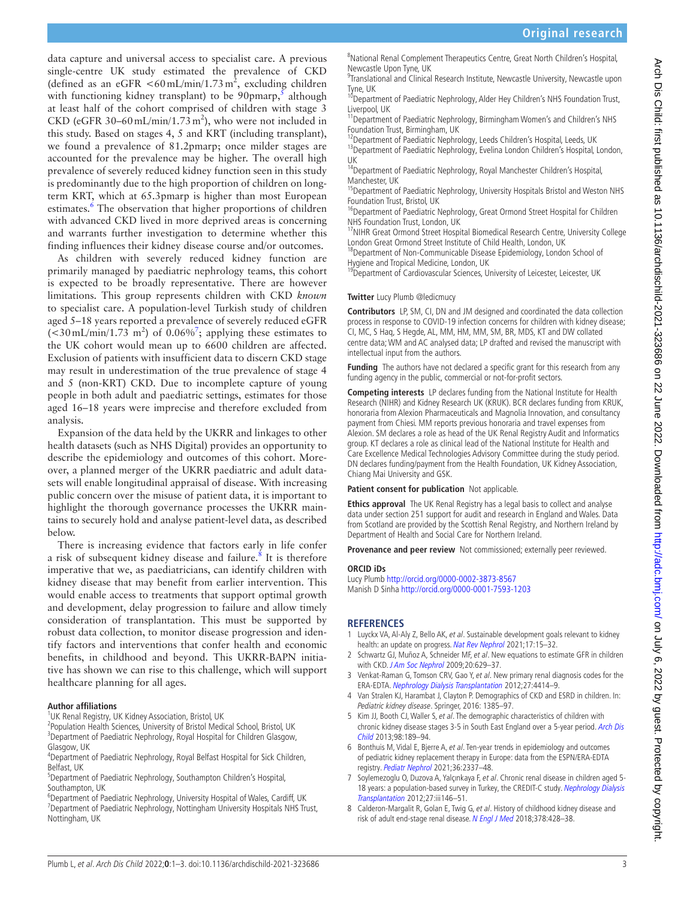data capture and universal access to specialist care. A previous single-centre UK study estimated the prevalence of CKD (defined as an eGFR $<60\,\text{mL/min/1.73 m}^2$, excluding children with functioning kidney transplant) to be 90pmarp,[5] although at least half of the cohort comprised of children with stage 3 CKD (eGFR 30–60 $\text{mL/min/1.73 m}^2$), who were not included in this study. Based on stages 4, 5 and KRT (including transplant), we found a prevalence of 81.2pmarp; once milder stages are accounted for the prevalence may be higher. The overall high prevalence of severely reduced kidney function seen in this study is predominantly due to the high proportion of children on long-term KRT, which at 65.3pmarp is higher than most European estimates.[6] The observation that higher proportions of children with advanced CKD lived in more deprived areas is concerning and warrants further investigation to determine whether this finding influences their kidney disease course and/or outcomes.

As children with severely reduced kidney function are primarily managed by paediatric nephrology teams, this cohort is expected to be broadly representative. There are however limitations. This group represents children with CKD *known* to specialist care. A population-level Turkish study of children aged 5–18 years reported a prevalence of severely reduced eGFR ($<30\,\text{mL/min/1.73 m}^2$) of 0.06%[7]; applying these estimates to the UK cohort would mean up to 6600 children are affected. Exclusion of patients with insufficient data to discern CKD stage may result in underestimation of the true prevalence of stage 4 and 5 (non-KRT) CKD. Due to incomplete capture of young people in both adult and paediatric settings, estimates for those aged 16–18 years were imprecise and therefore excluded from analysis.

Expansion of the data held by the UKRR and linkages to other health datasets (such as NHS Digital) provides an opportunity to describe the epidemiology and outcomes of this cohort. Moreover, a planned merger of the UKRR paediatric and adult datasets will enable longitudinal appraisal of disease. With increasing public concern over the misuse of patient data, it is important to highlight the thorough governance processes the UKRR maintains to securely hold and analyse patient-level data, as described below.

There is increasing evidence that factors early in life confer a risk of subsequent kidney disease and failure.[8] It is therefore imperative that we, as paediatricians, can identify children with kidney disease that may benefit from earlier intervention. This would enable access to treatments that support optimal growth and development, delay progression to failure and allow timely consideration of transplantation. This must be supported by robust data collection, to monitor disease progression and identify factors and interventions that confer health and economic benefits, in childhood and beyond. This UKRR-BAPN initiative has shown we can rise to this challenge, which will support healthcare planning for all ages.

**Author affiliations**

[1]UK Renal Registry, UK Kidney Association, Bristol, UK
[2]Population Health Sciences, University of Bristol Medical School, Bristol, UK
[3]Department of Paediatric Nephrology, Royal Hospital for Children Glasgow, Glasgow, UK
[4]Department of Paediatric Nephrology, Royal Belfast Hospital for Sick Children, Belfast, UK
[5]Department of Paediatric Nephrology, Southampton Children's Hospital, Southampton, UK
[6]Department of Paediatric Nephrology, University Hospital of Wales, Cardiff, UK
[7]Department of Paediatric Nephrology, Nottingham University Hospitals NHS Trust, Nottingham, UK
[8]National Renal Complement Therapeutics Centre, Great North Children's Hospital, Newcastle Upon Tyne, UK
[9]Translational and Clinical Research Institute, Newcastle University, Newcastle upon Tyne, UK
[10]Department of Paediatric Nephrology, Alder Hey Children's NHS Foundation Trust, Liverpool, UK
[11]Department of Paediatric Nephrology, Birmingham Women's and Children's NHS Foundation Trust, Birmingham, UK
[12]Department of Paediatric Nephrology, Leeds Children's Hospital, Leeds, UK
[13]Department of Paediatric Nephrology, Evelina London Children's Hospital, London, UK
[14]Department of Paediatric Nephrology, Royal Manchester Children's Hospital, Manchester, UK
[15]Department of Paediatric Nephrology, University Hospitals Bristol and Weston NHS Foundation Trust, Bristol, UK
[16]Department of Paediatric Nephrology, Great Ormond Street Hospital for Children NHS Foundation Trust, London, UK
[17]NIHR Great Ormond Street Hospital Biomedical Research Centre, University College London Great Ormond Street Institute of Child Health, London, UK
[18]Department of Non-Communicable Disease Epidemiology, London School of Hygiene and Tropical Medicine, London, UK
[19]Department of Cardiovascular Sciences, University of Leicester, Leicester, UK

**Twitter** Lucy Plumb @ledicmucy

**Contributors** LP, SM, CI, DN and JM designed and coordinated the data collection process in response to COVID-19 infection concerns for children with kidney disease; CI, MC, S Haq, S Hegde, AL, MM, HM, MM, SM, BR, MDS, KT and DW collated centre data; WM and AC analysed data; LP drafted and revised the manuscript with intellectual input from the authors.

**Funding** The authors have not declared a specific grant for this research from any funding agency in the public, commercial or not-for-profit sectors.

**Competing interests** LP declares funding from the National Institute for Health Research (NIHR) and Kidney Research UK (KRUK). BCR declares funding from KRUK, honoraria from Alexion Pharmaceuticals and Magnolia Innovation, and consultancy payment from Chiesi. MM reports previous honoraria and travel expenses from Alexion. SM declares a role as head of the UK Renal Registry Audit and Informatics group. KT declares a role as clinical lead of the National Institute for Health and Care Excellence Medical Technologies Advisory Committee during the study period. DN declares funding/payment from the Health Foundation, UK Kidney Association, Chiang Mai University and GSK.

**Patient consent for publication** Not applicable.

**Ethics approval** The UK Renal Registry has a legal basis to collect and analyse data under section 251 support for audit and research in England and Wales. Data from Scotland are provided by the Scottish Renal Registry, and Northern Ireland by Department of Health and Social Care for Northern Ireland.

**Provenance and peer review** Not commissioned; externally peer reviewed.

**ORCID iDs**

Lucy Plumb http://orcid.org/0000-0002-3873-8567
Manish D Sinha http://orcid.org/0000-0001-7593-1203

## REFERENCES

1. Luyckx VA, Al-Aly Z, Bello AK, *et al*. Sustainable development goals relevant to kidney health: an update on progress. *Nat Rev Nephrol* 2021;17:15–32.
2. Schwartz GJ, Muñoz A, Schneider MF, *et al*. New equations to estimate GFR in children with CKD. *J Am Soc Nephrol* 2009;20:629–37.
3. Venkat-Raman G, Tomson CRV, Gao Y, *et al*. New primary renal diagnosis codes for the ERA-EDTA. *Nephrology Dialysis Transplantation* 2012;27:4414–9.
4. Van Stralen KJ, Harambat J, Clayton P. Demographics of CKD and ESRD in children. In: *Pediatric kidney disease*. Springer, 2016: 1385–97.
5. Kim JJ, Booth CJ, Waller S, *et al*. The demographic characteristics of children with chronic kidney disease stages 3-5 in South East England over a 5-year period. *Arch Dis Child* 2013;98:189–94.
6. Bonthuis M, Vidal E, Bjerre A, *et al*. Ten-year trends in epidemiology and outcomes of pediatric kidney replacement therapy in Europe: data from the ESPN/ERA-EDTA registry. *Pediatr Nephrol* 2021;36:2337–48.
7. Soylemezoglu O, Duzova A, Yalçınkaya F, *et al*. Chronic renal disease in children aged 5-18 years: a population-based survey in Turkey, the CREDIT-C study. *Nephrology Dialysis Transplantation* 2012;27:iii146–51.
8. Calderon-Margalit R, Golan E, Twig G, *et al*. History of childhood kidney disease and risk of adult end-stage renal disease. *N Engl J Med* 2018;378:428–38.